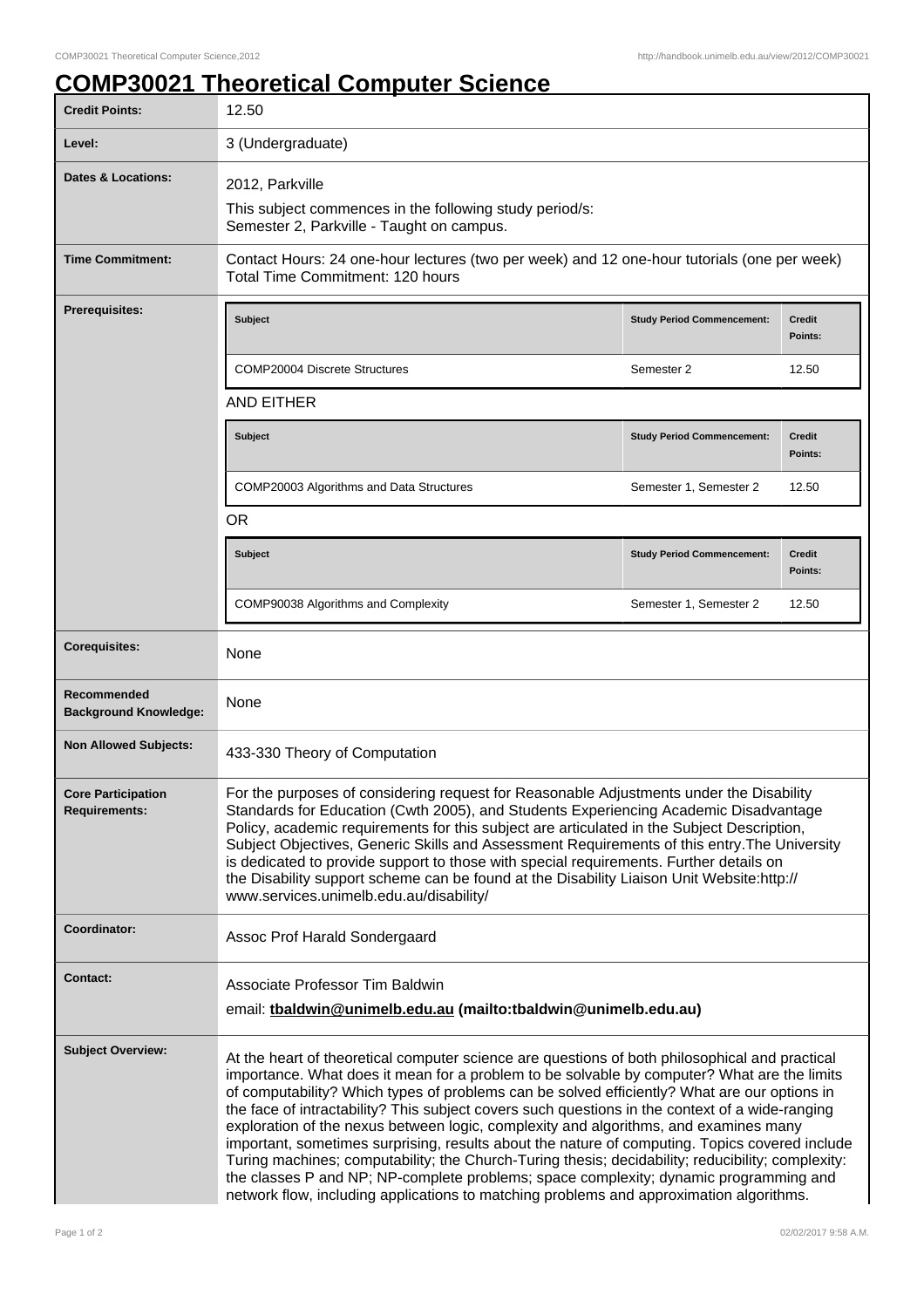# COMP30021 Theoretical Computer Science

| | |
|---|---|
| **Credit Points:** | 12.50 |
| **Level:** | 3 (Undergraduate) |
| **Dates & Locations:** | 2012, Parkville<br>This subject commences in the following study period/s:<br>Semester 2, Parkville - Taught on campus. |
| **Time Commitment:** | Contact Hours: 24 one-hour lectures (two per week) and 12 one-hour tutorials (one per week)<br>Total Time Commitment: 120 hours |

**Prerequisites:**

| Subject | Study Period Commencement: | Credit Points: |
|---|---|---|
| COMP20004 Discrete Structures | Semester 2 | 12.50 |

AND EITHER

| Subject | Study Period Commencement: | Credit Points: |
|---|---|---|
| COMP20003 Algorithms and Data Structures | Semester 1, Semester 2 | 12.50 |

OR

| Subject | Study Period Commencement: | Credit Points: |
|---|---|---|
| COMP90038 Algorithms and Complexity | Semester 1, Semester 2 | 12.50 |

| | |
|---|---|
| **Corequisites:** | None |
| **Recommended Background Knowledge:** | None |
| **Non Allowed Subjects:** | 433-330 Theory of Computation |
| **Core Participation Requirements:** | For the purposes of considering request for Reasonable Adjustments under the Disability Standards for Education (Cwth 2005), and Students Experiencing Academic Disadvantage Policy, academic requirements for this subject are articulated in the Subject Description, Subject Objectives, Generic Skills and Assessment Requirements of this entry.The University is dedicated to provide support to those with special requirements. Further details on the Disability support scheme can be found at the Disability Liaison Unit Website:http://www.services.unimelb.edu.au/disability/ |
| **Coordinator:** | Assoc Prof Harald Sondergaard |
| **Contact:** | Associate Professor Tim Baldwin<br>email: **tbaldwin@unimelb.edu.au (mailto:tbaldwin@unimelb.edu.au)** |
| **Subject Overview:** | At the heart of theoretical computer science are questions of both philosophical and practical importance. What does it mean for a problem to be solvable by computer? What are the limits of computability? Which types of problems can be solved efficiently? What are our options in the face of intractability? This subject covers such questions in the context of a wide-ranging exploration of the nexus between logic, complexity and algorithms, and examines many important, sometimes surprising, results about the nature of computing. Topics covered include Turing machines; computability; the Church-Turing thesis; decidability; reducibility; complexity: the classes P and NP; NP-complete problems; space complexity; dynamic programming and network flow, including applications to matching problems and approximation algorithms. |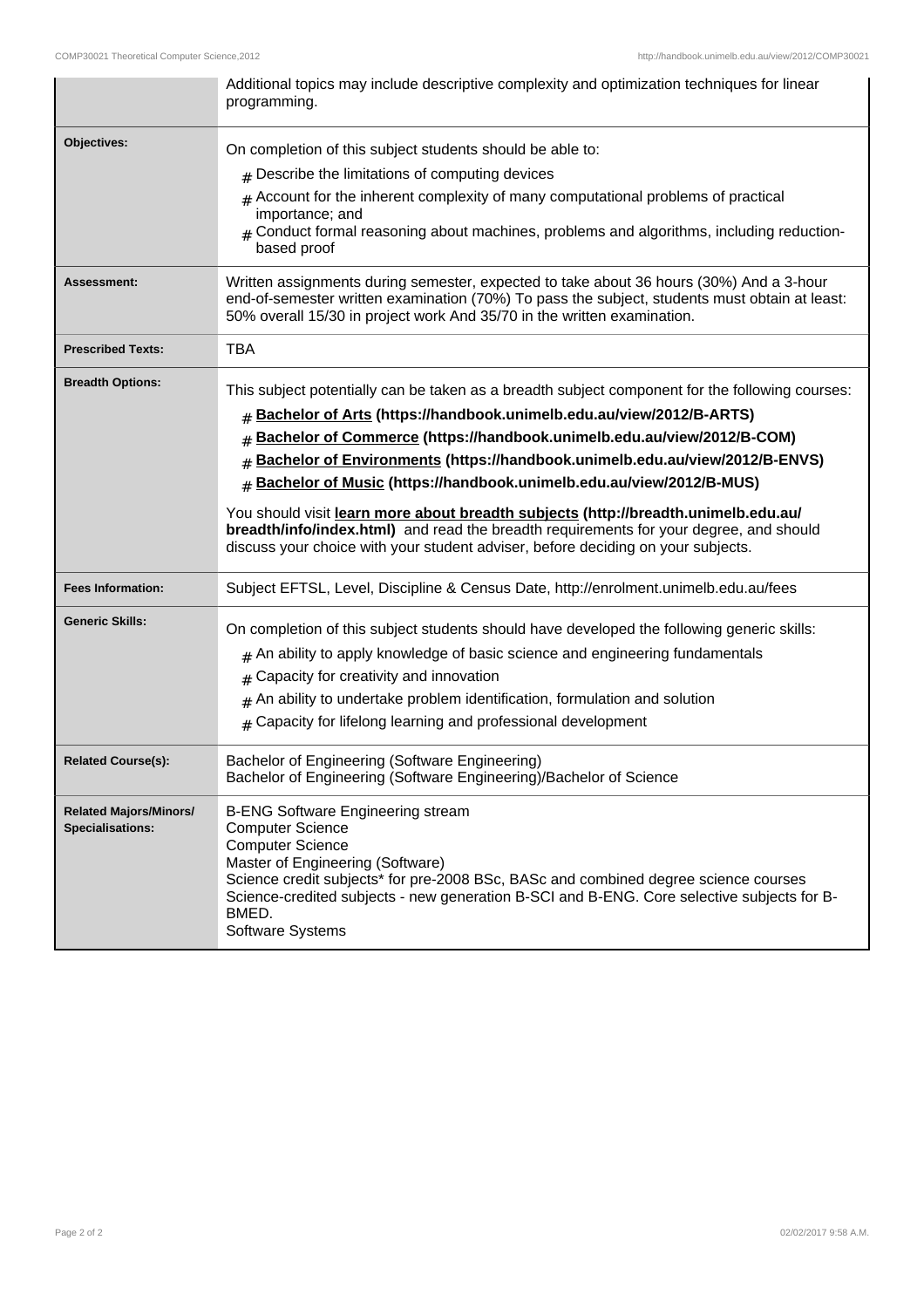| | |
|---|---|
| | Additional topics may include descriptive complexity and optimization techniques for linear programming. |
| **Objectives:** | On completion of this subject students should be able to:<br># Describe the limitations of computing devices<br># Account for the inherent complexity of many computational problems of practical importance; and<br># Conduct formal reasoning about machines, problems and algorithms, including reduction-based proof |
| **Assessment:** | Written assignments during semester, expected to take about 36 hours (30%) And a 3-hour end-of-semester written examination (70%) To pass the subject, students must obtain at least: 50% overall 15/30 in project work And 35/70 in the written examination. |
| **Prescribed Texts:** | TBA |
| **Breadth Options:** | This subject potentially can be taken as a breadth subject component for the following courses:<br># **Bachelor of Arts (https://handbook.unimelb.edu.au/view/2012/B-ARTS)**<br># **Bachelor of Commerce (https://handbook.unimelb.edu.au/view/2012/B-COM)**<br># **Bachelor of Environments (https://handbook.unimelb.edu.au/view/2012/B-ENVS)**<br># **Bachelor of Music (https://handbook.unimelb.edu.au/view/2012/B-MUS)**<br>You should visit **learn more about breadth subjects (http://breadth.unimelb.edu.au/breadth/info/index.html)** and read the breadth requirements for your degree, and should discuss your choice with your student adviser, before deciding on your subjects. |
| **Fees Information:** | Subject EFTSL, Level, Discipline & Census Date, http://enrolment.unimelb.edu.au/fees |
| **Generic Skills:** | On completion of this subject students should have developed the following generic skills:<br># An ability to apply knowledge of basic science and engineering fundamentals<br># Capacity for creativity and innovation<br># An ability to undertake problem identification, formulation and solution<br># Capacity for lifelong learning and professional development |
| **Related Course(s):** | Bachelor of Engineering (Software Engineering)<br>Bachelor of Engineering (Software Engineering)/Bachelor of Science |
| **Related Majors/Minors/ Specialisations:** | B-ENG Software Engineering stream<br>Computer Science<br>Computer Science<br>Master of Engineering (Software)<br>Science credit subjects* for pre-2008 BSc, BASc and combined degree science courses<br>Science-credited subjects - new generation B-SCI and B-ENG. Core selective subjects for B-BMED.<br>Software Systems |